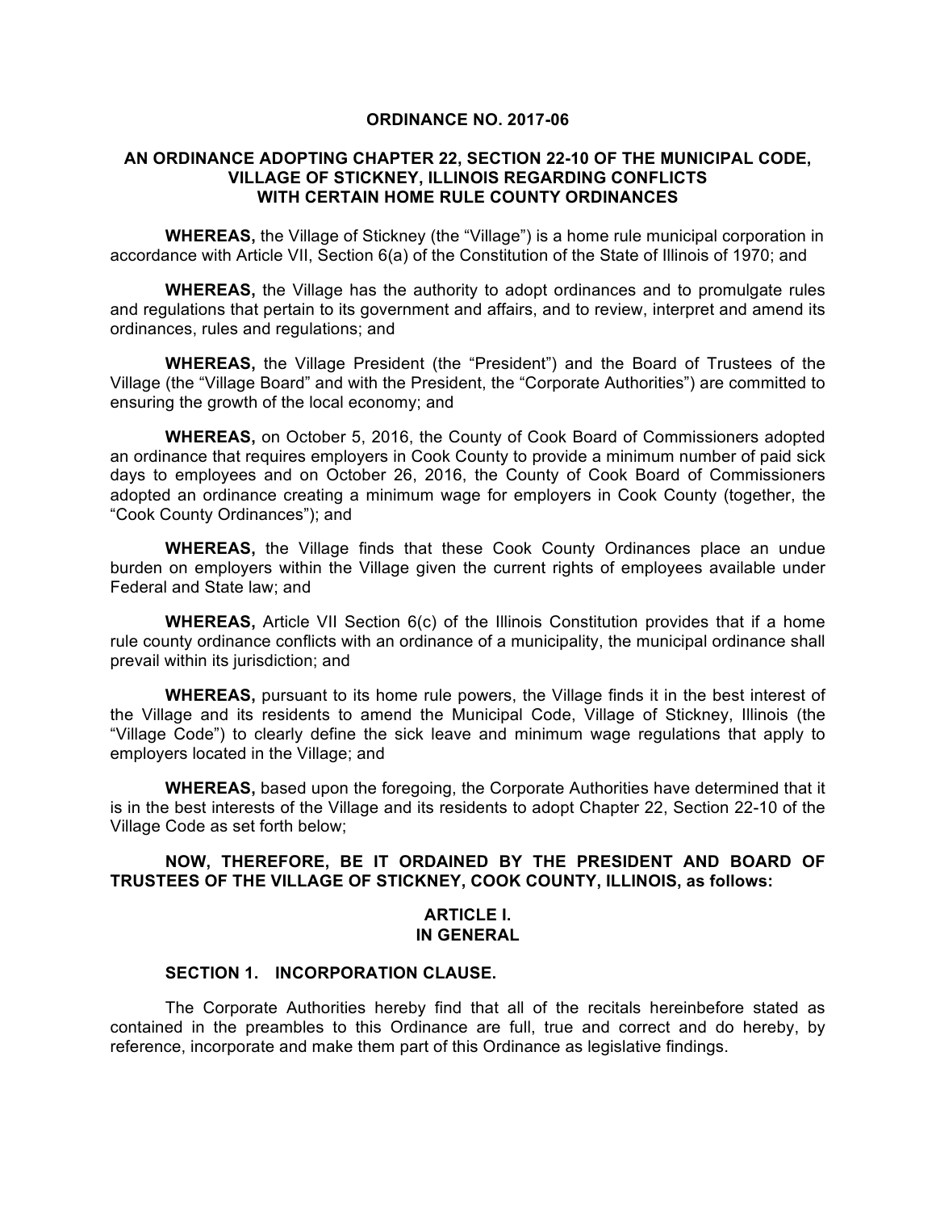**ORDINANCE NO. 2017-06**

**AN ORDINANCE ADOPTING CHAPTER 22, SECTION 22-10 OF THE MUNICIPAL CODE, VILLAGE OF STICKNEY, ILLINOIS REGARDING CONFLICTS WITH CERTAIN HOME RULE COUNTY ORDINANCES**

**WHEREAS,** the Village of Stickney (the "Village") is a home rule municipal corporation in accordance with Article VII, Section 6(a) of the Constitution of the State of Illinois of 1970; and

**WHEREAS,** the Village has the authority to adopt ordinances and to promulgate rules and regulations that pertain to its government and affairs, and to review, interpret and amend its ordinances, rules and regulations; and

**WHEREAS,** the Village President (the "President") and the Board of Trustees of the Village (the "Village Board" and with the President, the "Corporate Authorities") are committed to ensuring the growth of the local economy; and

**WHEREAS,** on October 5, 2016, the County of Cook Board of Commissioners adopted an ordinance that requires employers in Cook County to provide a minimum number of paid sick days to employees and on October 26, 2016, the County of Cook Board of Commissioners adopted an ordinance creating a minimum wage for employers in Cook County (together, the "Cook County Ordinances"); and

**WHEREAS,** the Village finds that these Cook County Ordinances place an undue burden on employers within the Village given the current rights of employees available under Federal and State law; and

**WHEREAS,** Article VII Section 6(c) of the Illinois Constitution provides that if a home rule county ordinance conflicts with an ordinance of a municipality, the municipal ordinance shall prevail within its jurisdiction; and

**WHEREAS,** pursuant to its home rule powers, the Village finds it in the best interest of the Village and its residents to amend the Municipal Code, Village of Stickney, Illinois (the "Village Code") to clearly define the sick leave and minimum wage regulations that apply to employers located in the Village; and

**WHEREAS,** based upon the foregoing, the Corporate Authorities have determined that it is in the best interests of the Village and its residents to adopt Chapter 22, Section 22-10 of the Village Code as set forth below;

**NOW, THEREFORE, BE IT ORDAINED BY THE PRESIDENT AND BOARD OF TRUSTEES OF THE VILLAGE OF STICKNEY, COOK COUNTY, ILLINOIS, as follows:**

## ARTICLE I. IN GENERAL

### SECTION 1. INCORPORATION CLAUSE.

The Corporate Authorities hereby find that all of the recitals hereinbefore stated as contained in the preambles to this Ordinance are full, true and correct and do hereby, by reference, incorporate and make them part of this Ordinance as legislative findings.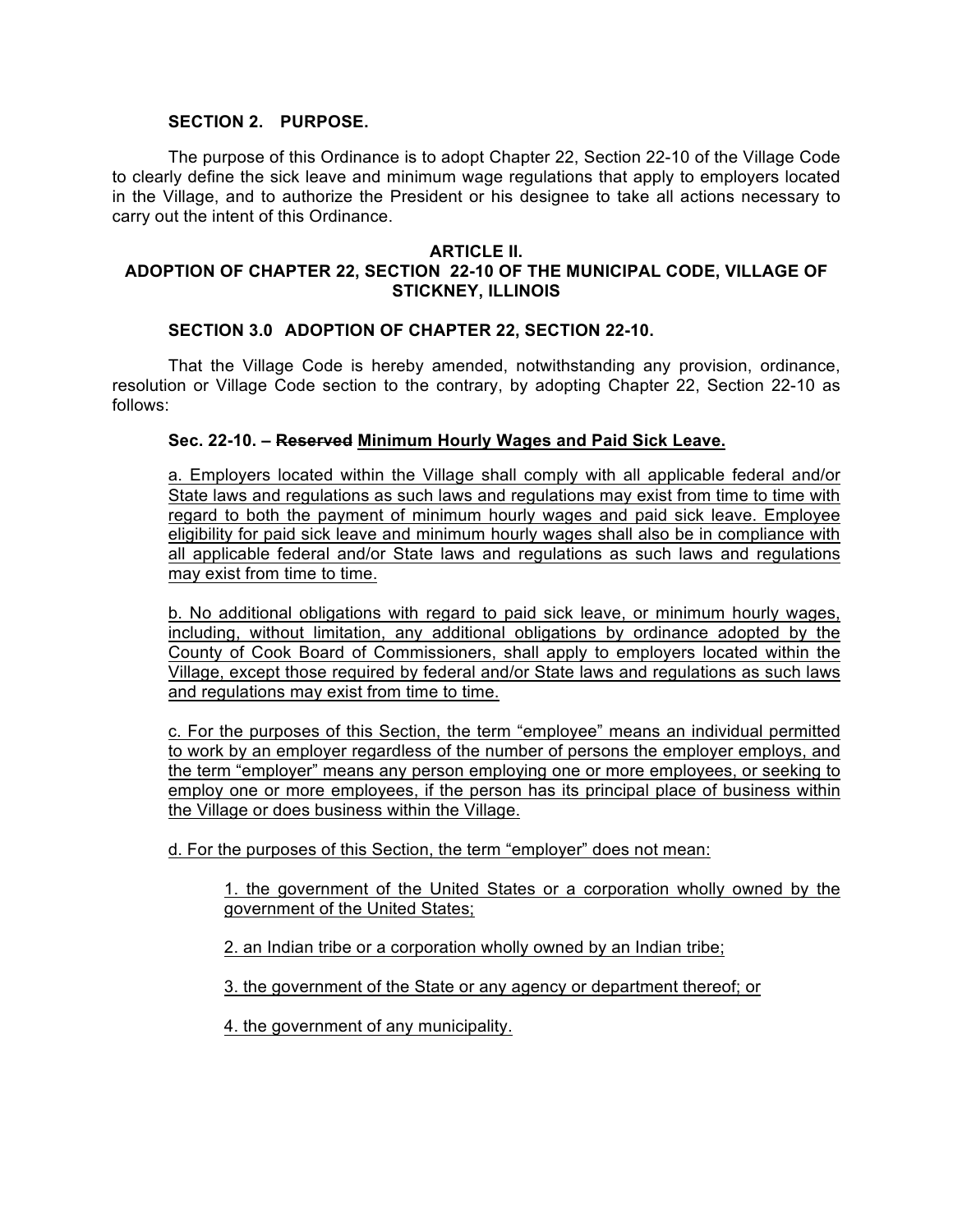**SECTION 2. PURPOSE.**

The purpose of this Ordinance is to adopt Chapter 22, Section 22-10 of the Village Code to clearly define the sick leave and minimum wage regulations that apply to employers located in the Village, and to authorize the President or his designee to take all actions necessary to carry out the intent of this Ordinance.

**ARTICLE II.**
**ADOPTION OF CHAPTER 22, SECTION 22-10 OF THE MUNICIPAL CODE, VILLAGE OF STICKNEY, ILLINOIS**

**SECTION 3.0 ADOPTION OF CHAPTER 22, SECTION 22-10.**

That the Village Code is hereby amended, notwithstanding any provision, ordinance, resolution or Village Code section to the contrary, by adopting Chapter 22, Section 22-10 as follows:

**Sec. 22-10. – ~~Reserved~~ Minimum Hourly Wages and Paid Sick Leave.**

a. Employers located within the Village shall comply with all applicable federal and/or State laws and regulations as such laws and regulations may exist from time to time with regard to both the payment of minimum hourly wages and paid sick leave. Employee eligibility for paid sick leave and minimum hourly wages shall also be in compliance with all applicable federal and/or State laws and regulations as such laws and regulations may exist from time to time.

b. No additional obligations with regard to paid sick leave, or minimum hourly wages, including, without limitation, any additional obligations by ordinance adopted by the County of Cook Board of Commissioners, shall apply to employers located within the Village, except those required by federal and/or State laws and regulations as such laws and regulations may exist from time to time.

c. For the purposes of this Section, the term "employee" means an individual permitted to work by an employer regardless of the number of persons the employer employs, and the term "employer" means any person employing one or more employees, or seeking to employ one or more employees, if the person has its principal place of business within the Village or does business within the Village.

d. For the purposes of this Section, the term "employer" does not mean:

1. the government of the United States or a corporation wholly owned by the government of the United States;

2. an Indian tribe or a corporation wholly owned by an Indian tribe;

3. the government of the State or any agency or department thereof; or

4. the government of any municipality.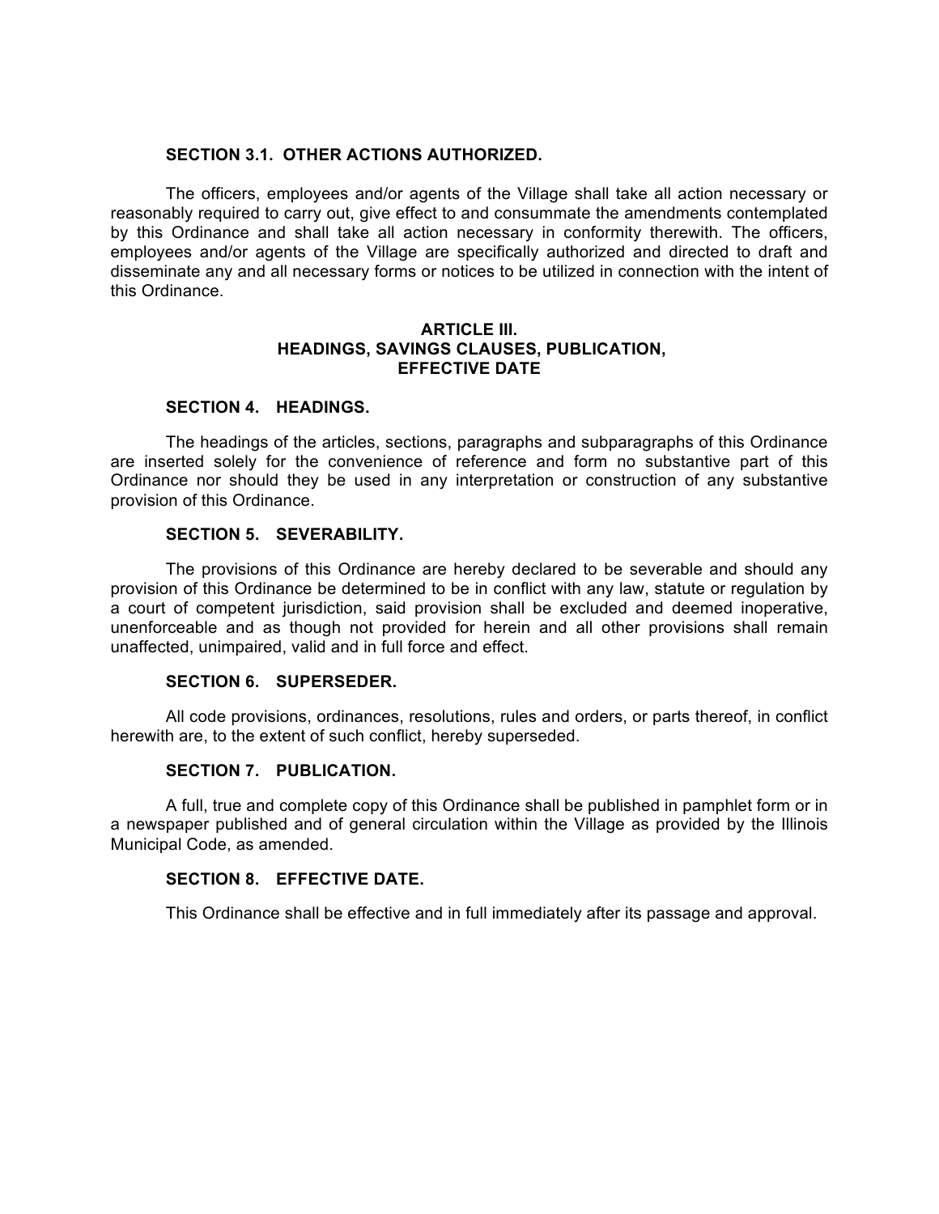**SECTION 3.1. OTHER ACTIONS AUTHORIZED.**

The officers, employees and/or agents of the Village shall take all action necessary or reasonably required to carry out, give effect to and consummate the amendments contemplated by this Ordinance and shall take all action necessary in conformity therewith. The officers, employees and/or agents of the Village are specifically authorized and directed to draft and disseminate any and all necessary forms or notices to be utilized in connection with the intent of this Ordinance.

## ARTICLE III. HEADINGS, SAVINGS CLAUSES, PUBLICATION, EFFECTIVE DATE

**SECTION 4. HEADINGS.**

The headings of the articles, sections, paragraphs and subparagraphs of this Ordinance are inserted solely for the convenience of reference and form no substantive part of this Ordinance nor should they be used in any interpretation or construction of any substantive provision of this Ordinance.

**SECTION 5. SEVERABILITY.**

The provisions of this Ordinance are hereby declared to be severable and should any provision of this Ordinance be determined to be in conflict with any law, statute or regulation by a court of competent jurisdiction, said provision shall be excluded and deemed inoperative, unenforceable and as though not provided for herein and all other provisions shall remain unaffected, unimpaired, valid and in full force and effect.

**SECTION 6. SUPERSEDER.**

All code provisions, ordinances, resolutions, rules and orders, or parts thereof, in conflict herewith are, to the extent of such conflict, hereby superseded.

**SECTION 7. PUBLICATION.**

A full, true and complete copy of this Ordinance shall be published in pamphlet form or in a newspaper published and of general circulation within the Village as provided by the Illinois Municipal Code, as amended.

**SECTION 8. EFFECTIVE DATE.**

This Ordinance shall be effective and in full immediately after its passage and approval.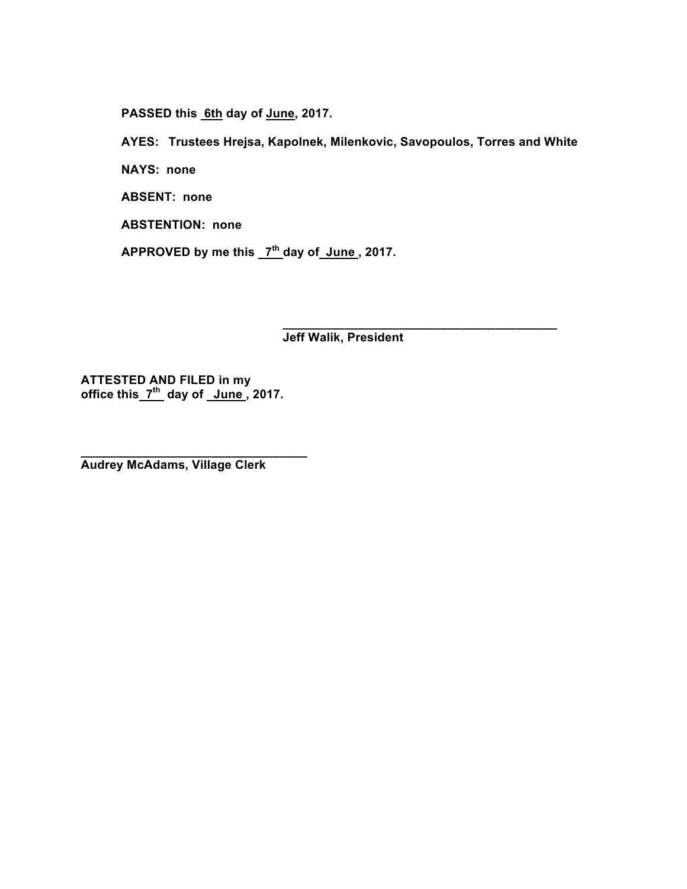**PASSED this 6th day of June, 2017.**

**AYES: Trustees Hrejsa, Kapolnek, Milenkovic, Savopoulos, Torres and White**

**NAYS: none**

**ABSENT: none**

**ABSTENTION: none**

**APPROVED by me this 7th day of June, 2017.**

\_\_\_\_\_\_\_\_\_\_\_\_\_\_\_\_\_\_\_\_\_\_\_\_\_\_\_\_\_\_\_\_\_\_\_\_\_\_\_\_\_\_

**Jeff Walik, President**

**ATTESTED AND FILED in my office this 7th day of June, 2017.**

\_\_\_\_\_\_\_\_\_\_\_\_\_\_\_\_\_\_\_\_\_\_\_\_\_\_\_\_\_\_\_\_\_\_\_

**Audrey McAdams, Village Clerk**